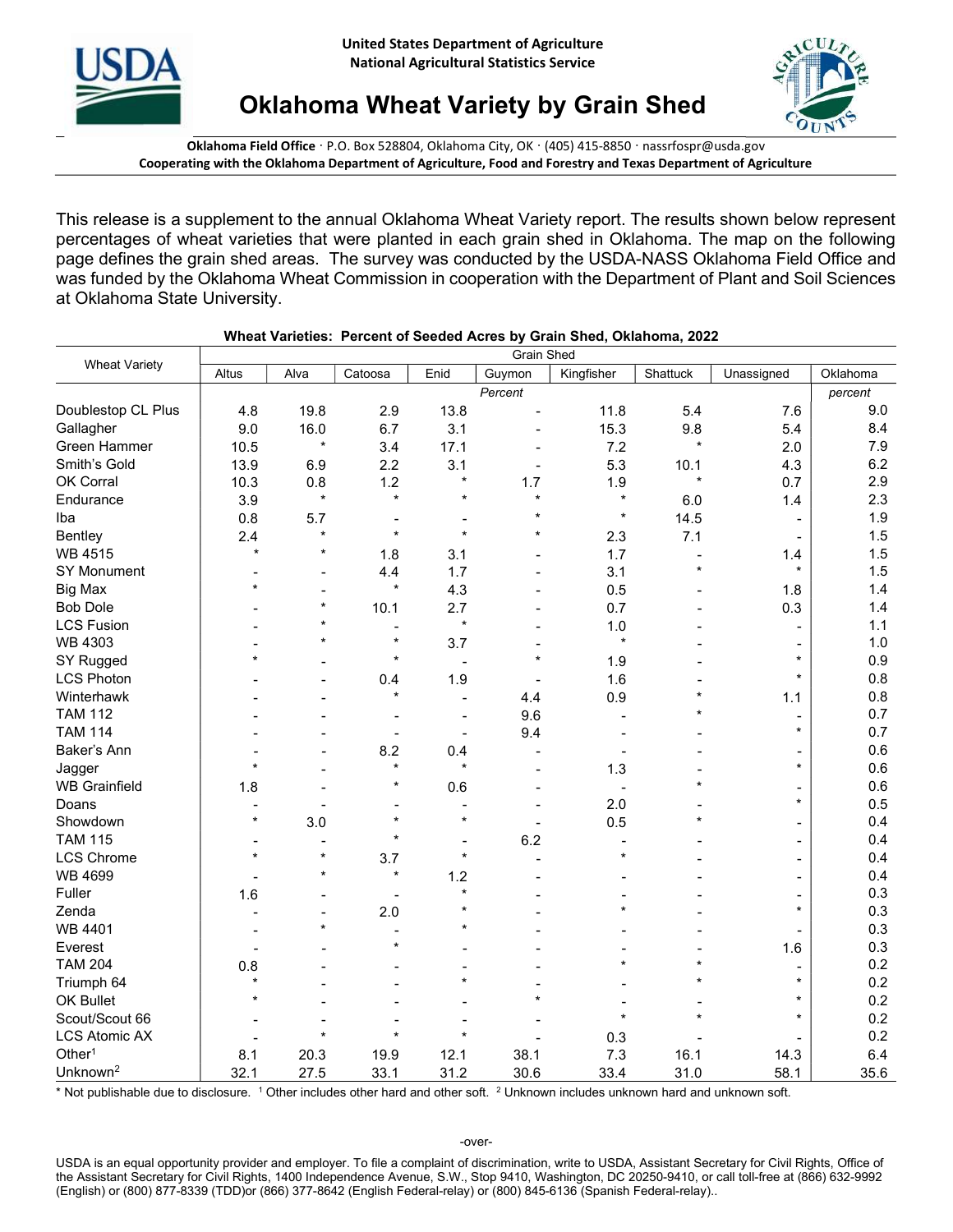United States Department of Agriculture
National Agricultural Statistics Service

# Oklahoma Wheat Variety by Grain Shed

**Oklahoma Field Office** · P.O. Box 528804, Oklahoma City, OK · (405) 415-8850 · nassrfospr@usda.gov
**Cooperating with the Oklahoma Department of Agriculture, Food and Forestry and Texas Department of Agriculture**

This release is a supplement to the annual Oklahoma Wheat Variety report. The results shown below represent percentages of wheat varieties that were planted in each grain shed in Oklahoma. The map on the following page defines the grain shed areas. The survey was conducted by the USDA-NASS Oklahoma Field Office and was funded by the Oklahoma Wheat Commission in cooperation with the Department of Plant and Soil Sciences at Oklahoma State University.

**Wheat Varieties: Percent of Seeded Acres by Grain Shed, Oklahoma, 2022**

| Wheat Variety | Grain Shed | | | | | | | | |
|---|---|---|---|---|---|---|---|---|---|
| | Altus | Alva | Catoosa | Enid | Guymon | Kingfisher | Shattuck | Unassigned | Oklahoma |
| | *Percent* | | | | | | | | *percent* |
| Doublestop CL Plus | 4.8 | 19.8 | 2.9 | 13.8 | - | 11.8 | 5.4 | 7.6 | 9.0 |
| Gallagher | 9.0 | 16.0 | 6.7 | 3.1 | - | 15.3 | 9.8 | 5.4 | 8.4 |
| Green Hammer | 10.5 | * | 3.4 | 17.1 | - | 7.2 | * | 2.0 | 7.9 |
| Smith's Gold | 13.9 | 6.9 | 2.2 | 3.1 | - | 5.3 | 10.1 | 4.3 | 6.2 |
| OK Corral | 10.3 | 0.8 | 1.2 | * | 1.7 | 1.9 | * | 0.7 | 2.9 |
| Endurance | 3.9 | * | * | * | * | * | 6.0 | 1.4 | 2.3 |
| Iba | 0.8 | 5.7 | - | - | * | * | 14.5 | - | 1.9 |
| Bentley | 2.4 | * | * | * | * | 2.3 | 7.1 | - | 1.5 |
| WB 4515 | * | * | 1.8 | 3.1 | - | 1.7 | - | 1.4 | 1.5 |
| SY Monument | - | - | 4.4 | 1.7 | - | 3.1 | * | * | 1.5 |
| Big Max | * | - | * | 4.3 | - | 0.5 | - | 1.8 | 1.4 |
| Bob Dole | - | * | 10.1 | 2.7 | - | 0.7 | - | 0.3 | 1.4 |
| LCS Fusion | - | * | - | * | - | 1.0 | - | - | 1.1 |
| WB 4303 | - | * | * | 3.7 | - | * | - | - | 1.0 |
| SY Rugged | * | - | * | - | * | 1.9 | - | * | 0.9 |
| LCS Photon | - | - | 0.4 | 1.9 | - | 1.6 | - | * | 0.8 |
| Winterhawk | - | - | * | - | 4.4 | 0.9 | * | 1.1 | 0.8 |
| TAM 112 | - | - | - | - | 9.6 | - | * | - | 0.7 |
| TAM 114 | - | - | - | - | 9.4 | - | - | * | 0.7 |
| Baker's Ann | - | - | 8.2 | 0.4 | - | - | - | - | 0.6 |
| Jagger | * | - | * | * | - | 1.3 | - | * | 0.6 |
| WB Grainfield | 1.8 | - | * | 0.6 | - | - | * | - | 0.6 |
| Doans | - | - | - | - | - | 2.0 | - | * | 0.5 |
| Showdown | * | 3.0 | * | * | - | 0.5 | * | - | 0.4 |
| TAM 115 | - | - | * | - | 6.2 | - | - | - | 0.4 |
| LCS Chrome | * | * | 3.7 | * | - | * | - | - | 0.4 |
| WB 4699 | - | * | * | 1.2 | - | - | - | - | 0.4 |
| Fuller | 1.6 | - | - | * | - | - | - | - | 0.3 |
| Zenda | - | - | 2.0 | * | - | * | - | * | 0.3 |
| WB 4401 | - | * | - | * | - | - | - | - | 0.3 |
| Everest | - | - | * | - | - | - | - | 1.6 | 0.3 |
| TAM 204 | 0.8 | - | - | - | - | * | * | - | 0.2 |
| Triumph 64 | * | - | - | * | - | - | * | * | 0.2 |
| OK Bullet | * | - | - | - | * | - | - | * | 0.2 |
| Scout/Scout 66 | - | - | - | - | - | * | * | * | 0.2 |
| LCS Atomic AX | - | * | * | * | - | 0.3 | - | - | 0.2 |
| Other[1] | 8.1 | 20.3 | 19.9 | 12.1 | 38.1 | 7.3 | 16.1 | 14.3 | 6.4 |
| Unknown[2] | 32.1 | 27.5 | 33.1 | 31.2 | 30.6 | 33.4 | 31.0 | 58.1 | 35.6 |

* Not publishable due to disclosure. [1] Other includes other hard and other soft. [2] Unknown includes unknown hard and unknown soft.

-over-

USDA is an equal opportunity provider and employer. To file a complaint of discrimination, write to USDA, Assistant Secretary for Civil Rights, Office of the Assistant Secretary for Civil Rights, 1400 Independence Avenue, S.W., Stop 9410, Washington, DC 20250-9410, or call toll-free at (866) 632-9992 (English) or (800) 877-8339 (TDD)or (866) 377-8642 (English Federal-relay) or (800) 845-6136 (Spanish Federal-relay)..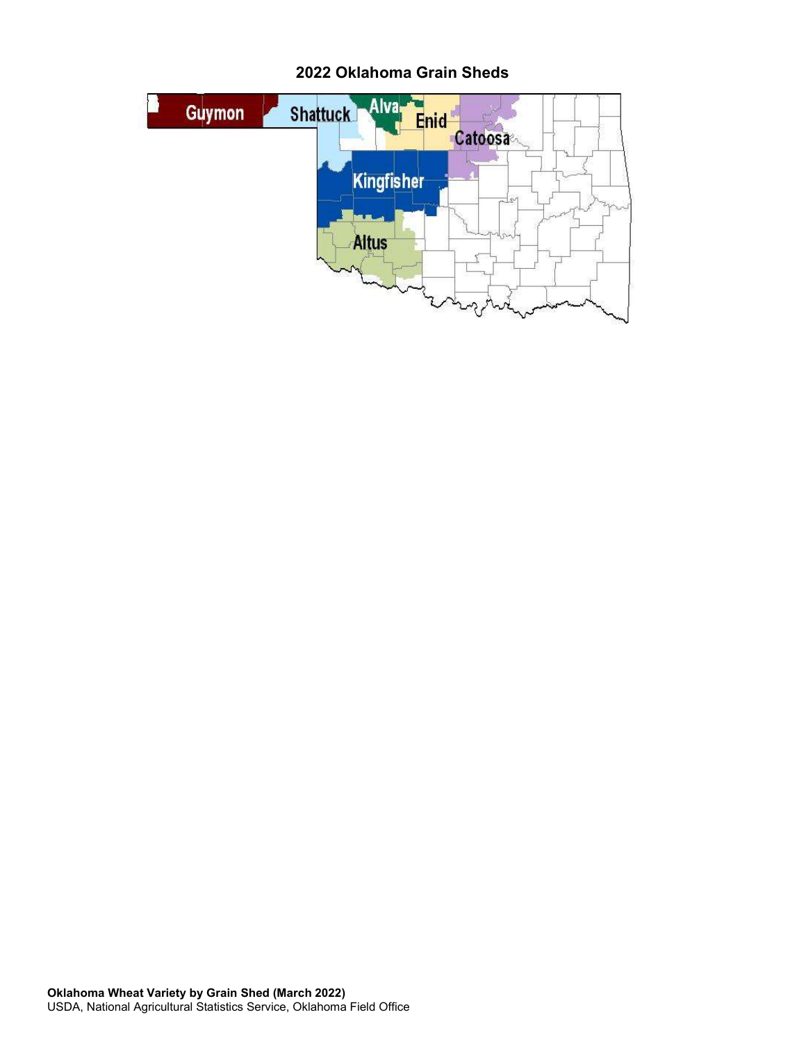## 2022 Oklahoma Grain Sheds

Guymon

Shattuck

Alva

Enid

Catoosa

Kingfisher

Altus

**Oklahoma Wheat Variety by Grain Shed (March 2022)**
USDA, National Agricultural Statistics Service, Oklahoma Field Office